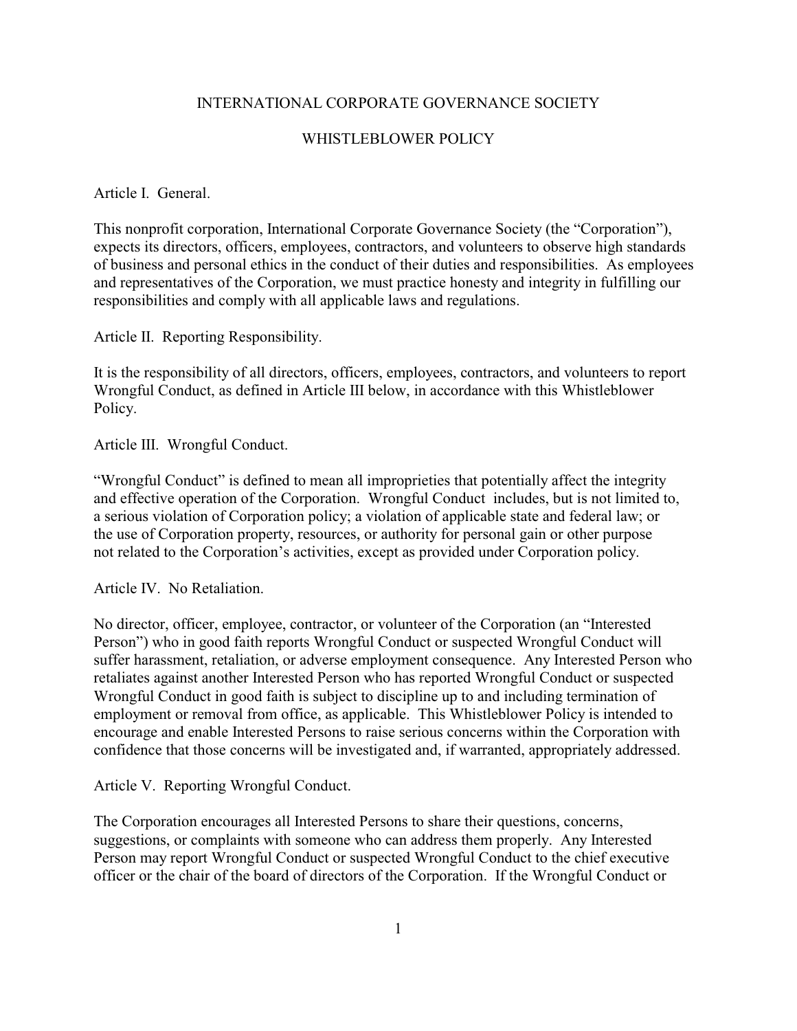# INTERNATIONAL CORPORATE GOVERNANCE SOCIETY

## WHISTLEBLOWER POLICY

### Article I. General.

This nonprofit corporation, International Corporate Governance Society (the "Corporation"), expects its directors, officers, employees, contractors, and volunteers to observe high standards of business and personal ethics in the conduct of their duties and responsibilities. As employees and representatives of the Corporation, we must practice honesty and integrity in fulfilling our responsibilities and comply with all applicable laws and regulations.

### Article II. Reporting Responsibility.

It is the responsibility of all directors, officers, employees, contractors, and volunteers to report Wrongful Conduct, as defined in Article III below, in accordance with this Whistleblower Policy.

### Article III. Wrongful Conduct.

"Wrongful Conduct" is defined to mean all improprieties that potentially affect the integrity and effective operation of the Corporation. Wrongful Conduct includes, but is not limited to, a serious violation of Corporation policy; a violation of applicable state and federal law; or the use of Corporation property, resources, or authority for personal gain or other purpose not related to the Corporation's activities, except as provided under Corporation policy.

### Article IV. No Retaliation.

No director, officer, employee, contractor, or volunteer of the Corporation (an "Interested Person") who in good faith reports Wrongful Conduct or suspected Wrongful Conduct will suffer harassment, retaliation, or adverse employment consequence. Any Interested Person who retaliates against another Interested Person who has reported Wrongful Conduct or suspected Wrongful Conduct in good faith is subject to discipline up to and including termination of employment or removal from office, as applicable. This Whistleblower Policy is intended to encourage and enable Interested Persons to raise serious concerns within the Corporation with confidence that those concerns will be investigated and, if warranted, appropriately addressed.

### Article V. Reporting Wrongful Conduct.

The Corporation encourages all Interested Persons to share their questions, concerns, suggestions, or complaints with someone who can address them properly. Any Interested Person may report Wrongful Conduct or suspected Wrongful Conduct to the chief executive officer or the chair of the board of directors of the Corporation. If the Wrongful Conduct or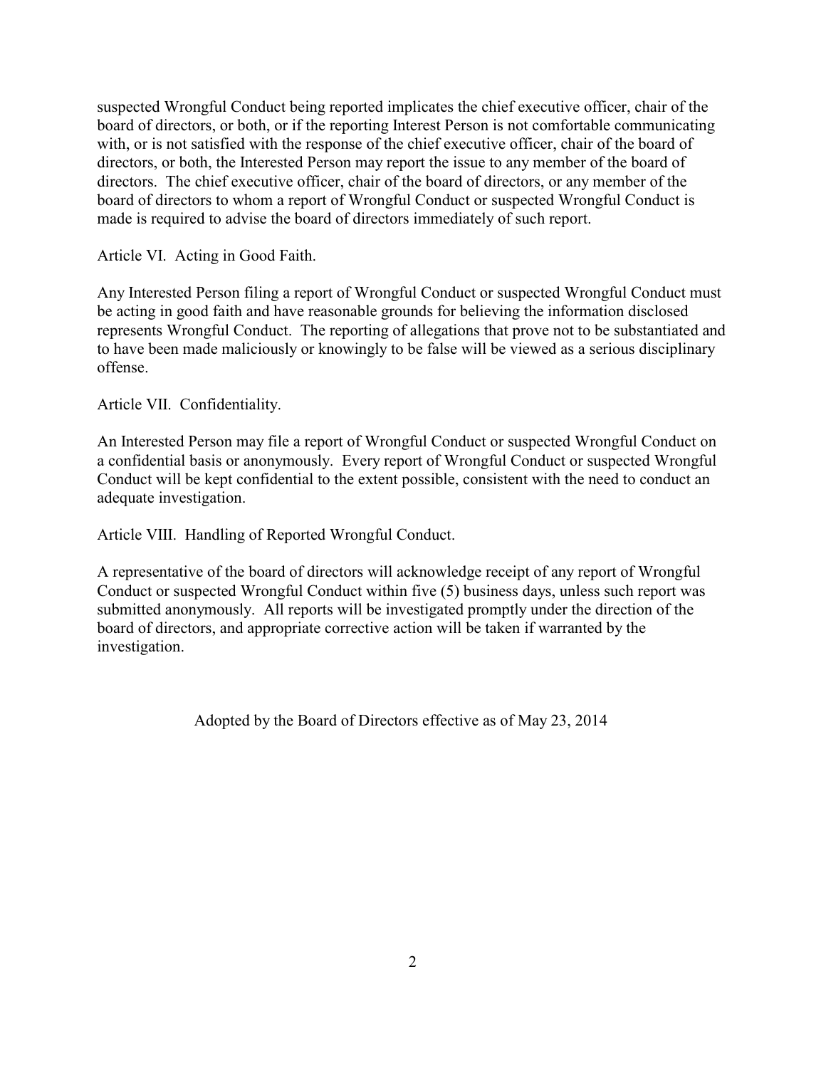suspected Wrongful Conduct being reported implicates the chief executive officer, chair of the board of directors, or both, or if the reporting Interest Person is not comfortable communicating with, or is not satisfied with the response of the chief executive officer, chair of the board of directors, or both, the Interested Person may report the issue to any member of the board of directors. The chief executive officer, chair of the board of directors, or any member of the board of directors to whom a report of Wrongful Conduct or suspected Wrongful Conduct is made is required to advise the board of directors immediately of such report.

Article VI. Acting in Good Faith.

Any Interested Person filing a report of Wrongful Conduct or suspected Wrongful Conduct must be acting in good faith and have reasonable grounds for believing the information disclosed represents Wrongful Conduct. The reporting of allegations that prove not to be substantiated and to have been made maliciously or knowingly to be false will be viewed as a serious disciplinary offense.

Article VII. Confidentiality.

An Interested Person may file a report of Wrongful Conduct or suspected Wrongful Conduct on a confidential basis or anonymously. Every report of Wrongful Conduct or suspected Wrongful Conduct will be kept confidential to the extent possible, consistent with the need to conduct an adequate investigation.

Article VIII. Handling of Reported Wrongful Conduct.

A representative of the board of directors will acknowledge receipt of any report of Wrongful Conduct or suspected Wrongful Conduct within five (5) business days, unless such report was submitted anonymously. All reports will be investigated promptly under the direction of the board of directors, and appropriate corrective action will be taken if warranted by the investigation.

Adopted by the Board of Directors effective as of May 23, 2014